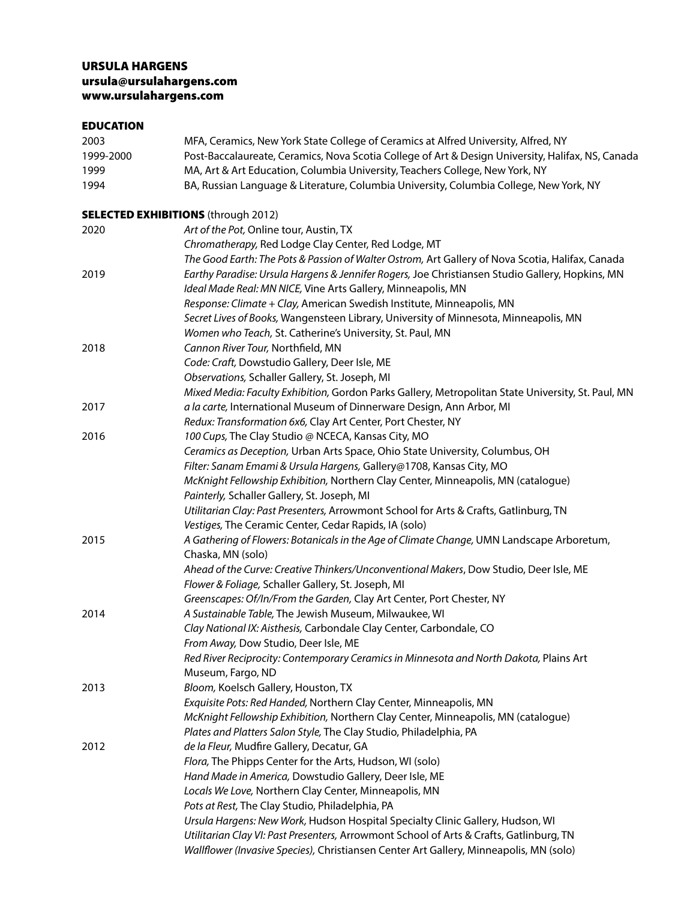# URSULA HARGENS

**ursula@ursulahargens.com**
**www.ursulahargens.com**

## EDUCATION

| | |
|---|---|
| 2003 | MFA, Ceramics, New York State College of Ceramics at Alfred University, Alfred, NY |
| 1999-2000 | Post-Baccalaureate, Ceramics, Nova Scotia College of Art & Design University, Halifax, NS, Canada |
| 1999 | MA, Art & Art Education, Columbia University, Teachers College, New York, NY |
| 1994 | BA, Russian Language & Literature, Columbia University, Columbia College, New York, NY |

## SELECTED EXHIBITIONS (through 2012)

| | |
|---|---|
| 2020 | *Art of the Pot,* Online tour, Austin, TX |
| | *Chromatherapy,* Red Lodge Clay Center, Red Lodge, MT |
| | *The Good Earth: The Pots & Passion of Walter Ostrom,* Art Gallery of Nova Scotia, Halifax, Canada |
| 2019 | *Earthy Paradise: Ursula Hargens & Jennifer Rogers,* Joe Christiansen Studio Gallery, Hopkins, MN |
| | *Ideal Made Real: MN NICE,* Vine Arts Gallery, Minneapolis, MN |
| | *Response: Climate + Clay,* American Swedish Institute, Minneapolis, MN |
| | *Secret Lives of Books,* Wangensteen Library, University of Minnesota, Minneapolis, MN |
| | *Women who Teach,* St. Catherine's University, St. Paul, MN |
| 2018 | *Cannon River Tour,* Northfield, MN |
| | *Code: Craft,* Dowstudio Gallery, Deer Isle, ME |
| | *Observations,* Schaller Gallery, St. Joseph, MI |
| | *Mixed Media: Faculty Exhibition,* Gordon Parks Gallery, Metropolitan State University, St. Paul, MN |
| 2017 | *a la carte,* International Museum of Dinnerware Design, Ann Arbor, MI |
| | *Redux: Transformation 6x6,* Clay Art Center, Port Chester, NY |
| 2016 | *100 Cups,* The Clay Studio @ NCECA, Kansas City, MO |
| | *Ceramics as Deception,* Urban Arts Space, Ohio State University, Columbus, OH |
| | *Filter: Sanam Emami & Ursula Hargens,* Gallery@1708, Kansas City, MO |
| | *McKnight Fellowship Exhibition,* Northern Clay Center, Minneapolis, MN (catalogue) |
| | *Painterly,* Schaller Gallery, St. Joseph, MI |
| | *Utilitarian Clay: Past Presenters,* Arrowmont School for Arts & Crafts, Gatlinburg, TN |
| | *Vestiges,* The Ceramic Center, Cedar Rapids, IA (solo) |
| 2015 | *A Gathering of Flowers: Botanicals in the Age of Climate Change,* UMN Landscape Arboretum, Chaska, MN (solo) |
| | *Ahead of the Curve: Creative Thinkers/Unconventional Makers*, Dow Studio, Deer Isle, ME |
| | *Flower & Foliage,* Schaller Gallery, St. Joseph, MI |
| | *Greenscapes: Of/In/From the Garden,* Clay Art Center, Port Chester, NY |
| 2014 | *A Sustainable Table,* The Jewish Museum, Milwaukee, WI |
| | *Clay National IX: Aisthesis,* Carbondale Clay Center, Carbondale, CO |
| | *From Away,* Dow Studio, Deer Isle, ME |
| | *Red River Reciprocity: Contemporary Ceramics in Minnesota and North Dakota,* Plains Art Museum, Fargo, ND |
| 2013 | *Bloom,* Koelsch Gallery, Houston, TX |
| | *Exquisite Pots: Red Handed,* Northern Clay Center, Minneapolis, MN |
| | *McKnight Fellowship Exhibition,* Northern Clay Center, Minneapolis, MN (catalogue) |
| | *Plates and Platters Salon Style,* The Clay Studio, Philadelphia, PA |
| 2012 | *de la Fleur,* Mudfire Gallery, Decatur, GA |
| | *Flora,* The Phipps Center for the Arts, Hudson, WI (solo) |
| | *Hand Made in America,* Dowstudio Gallery, Deer Isle, ME |
| | *Locals We Love,* Northern Clay Center, Minneapolis, MN |
| | *Pots at Rest,* The Clay Studio, Philadelphia, PA |
| | *Ursula Hargens: New Work,* Hudson Hospital Specialty Clinic Gallery, Hudson, WI |
| | *Utilitarian Clay VI: Past Presenters,* Arrowmont School of Arts & Crafts, Gatlinburg, TN |
| | *Wallflower (Invasive Species),* Christiansen Center Art Gallery, Minneapolis, MN (solo) |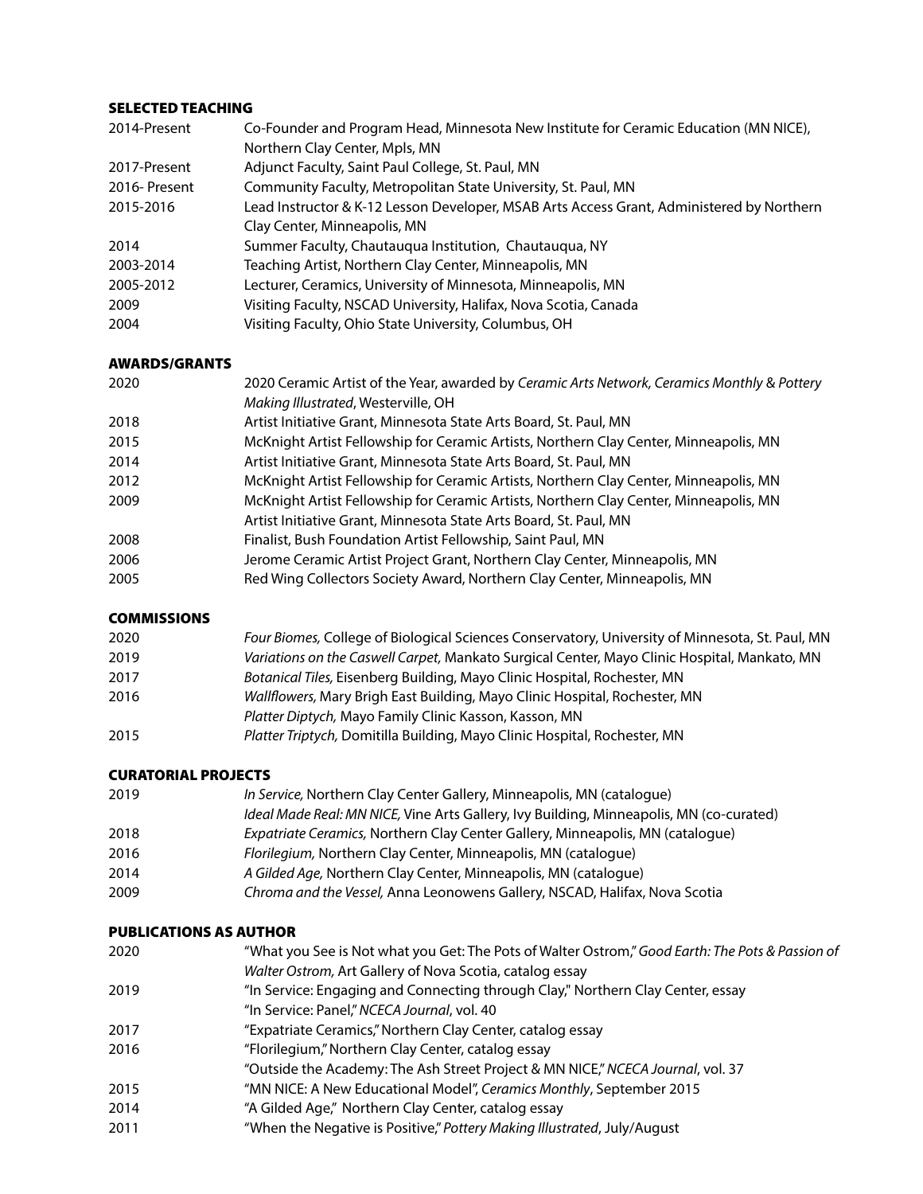## SELECTED TEACHING

| | |
|---|---|
| 2014-Present | Co-Founder and Program Head, Minnesota New Institute for Ceramic Education (MN NICE), Northern Clay Center, Mpls, MN |
| 2017-Present | Adjunct Faculty, Saint Paul College, St. Paul, MN |
| 2016- Present | Community Faculty, Metropolitan State University, St. Paul, MN |
| 2015-2016 | Lead Instructor & K-12 Lesson Developer, MSAB Arts Access Grant, Administered by Northern Clay Center, Minneapolis, MN |
| 2014 | Summer Faculty, Chautauqua Institution, Chautauqua, NY |
| 2003-2014 | Teaching Artist, Northern Clay Center, Minneapolis, MN |
| 2005-2012 | Lecturer, Ceramics, University of Minnesota, Minneapolis, MN |
| 2009 | Visiting Faculty, NSCAD University, Halifax, Nova Scotia, Canada |
| 2004 | Visiting Faculty, Ohio State University, Columbus, OH |

## AWARDS/GRANTS

| | |
|---|---|
| 2020 | 2020 Ceramic Artist of the Year, awarded by *Ceramic Arts Network, Ceramics Monthly* & *Pottery Making Illustrated*, Westerville, OH |
| 2018 | Artist Initiative Grant, Minnesota State Arts Board, St. Paul, MN |
| 2015 | McKnight Artist Fellowship for Ceramic Artists, Northern Clay Center, Minneapolis, MN |
| 2014 | Artist Initiative Grant, Minnesota State Arts Board, St. Paul, MN |
| 2012 | McKnight Artist Fellowship for Ceramic Artists, Northern Clay Center, Minneapolis, MN |
| 2009 | McKnight Artist Fellowship for Ceramic Artists, Northern Clay Center, Minneapolis, MN |
| | Artist Initiative Grant, Minnesota State Arts Board, St. Paul, MN |
| 2008 | Finalist, Bush Foundation Artist Fellowship, Saint Paul, MN |
| 2006 | Jerome Ceramic Artist Project Grant, Northern Clay Center, Minneapolis, MN |
| 2005 | Red Wing Collectors Society Award, Northern Clay Center, Minneapolis, MN |

## COMMISSIONS

| | |
|---|---|
| 2020 | *Four Biomes,* College of Biological Sciences Conservatory, University of Minnesota, St. Paul, MN |
| 2019 | *Variations on the Caswell Carpet,* Mankato Surgical Center, Mayo Clinic Hospital, Mankato, MN |
| 2017 | *Botanical Tiles,* Eisenberg Building, Mayo Clinic Hospital, Rochester, MN |
| 2016 | *Wallflowers,* Mary Brigh East Building, Mayo Clinic Hospital, Rochester, MN |
| | *Platter Diptych,* Mayo Family Clinic Kasson, Kasson, MN |
| 2015 | *Platter Triptych,* Domitilla Building, Mayo Clinic Hospital, Rochester, MN |

## CURATORIAL PROJECTS

| | |
|---|---|
| 2019 | *In Service,* Northern Clay Center Gallery, Minneapolis, MN (catalogue) |
| | *Ideal Made Real: MN NICE,* Vine Arts Gallery, Ivy Building, Minneapolis, MN (co-curated) |
| 2018 | *Expatriate Ceramics,* Northern Clay Center Gallery, Minneapolis, MN (catalogue) |
| 2016 | *Florilegium,* Northern Clay Center, Minneapolis, MN (catalogue) |
| 2014 | *A Gilded Age,* Northern Clay Center, Minneapolis, MN (catalogue) |
| 2009 | *Chroma and the Vessel,* Anna Leonowens Gallery, NSCAD, Halifax, Nova Scotia |

## PUBLICATIONS AS AUTHOR

| | |
|---|---|
| 2020 | "What you See is Not what you Get: The Pots of Walter Ostrom," *Good Earth: The Pots & Passion of Walter Ostrom,* Art Gallery of Nova Scotia, catalog essay |
| 2019 | "In Service: Engaging and Connecting through Clay," Northern Clay Center, essay |
| | "In Service: Panel," *NCECA Journal*, vol. 40 |
| 2017 | "Expatriate Ceramics," Northern Clay Center, catalog essay |
| 2016 | "Florilegium," Northern Clay Center, catalog essay |
| | "Outside the Academy: The Ash Street Project & MN NICE," *NCECA Journal*, vol. 37 |
| 2015 | "MN NICE: A New Educational Model", *Ceramics Monthly*, September 2015 |
| 2014 | "A Gilded Age," Northern Clay Center, catalog essay |
| 2011 | "When the Negative is Positive," *Pottery Making Illustrated*, July/August |